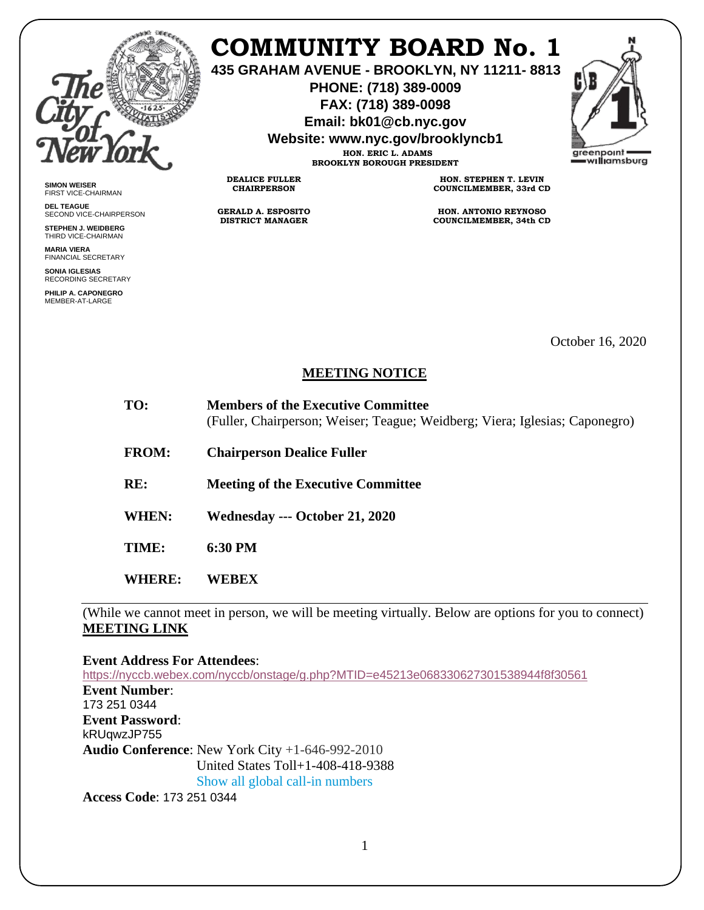# COMMUNITY BOARD No. 1

**435 GRAHAM AVENUE - BROOKLYN, NY 11211- 8813**
**PHONE: (718) 389-0009**
**FAX: (718) 389-0098**
**Email: bk01@cb.nyc.gov**
**Website: www.nyc.gov/brooklyncb1**

**HON. ERIC L. ADAMS**
**BROOKLYN BOROUGH PRESIDENT**

**DEALICE FULLER**
**CHAIRPERSON**

**HON. STEPHEN T. LEVIN**
**COUNCILMEMBER, 33rd CD**

**GERALD A. ESPOSITO**
**DISTRICT MANAGER**

**HON. ANTONIO REYNOSO**
**COUNCILMEMBER, 34th CD**

**SIMON WEISER**
FIRST VICE-CHAIRMAN

**DEL TEAGUE**
SECOND VICE-CHAIRPERSON

**STEPHEN J. WEIDBERG**
THIRD VICE-CHAIRMAN

**MARIA VIERA**
FINANCIAL SECRETARY

**SONIA IGLESIAS**
RECORDING SECRETARY

**PHILIP A. CAPONEGRO**
MEMBER-AT-LARGE

October 16, 2020

## MEETING NOTICE

**TO:** **Members of the Executive Committee**
(Fuller, Chairperson; Weiser; Teague; Weidberg; Viera; Iglesias; Caponegro)

**FROM:** **Chairperson Dealice Fuller**

**RE:** **Meeting of the Executive Committee**

**WHEN:** **Wednesday --- October 21, 2020**

**TIME:** **6:30 PM**

**WHERE:** **WEBEX**

(While we cannot meet in person, we will be meeting virtually. Below are options for you to connect)
**MEETING LINK**

**Event Address For Attendees**:
https://nyccb.webex.com/nyccb/onstage/g.php?MTID=e45213e068330627301538944f8f30561
**Event Number**:
173 251 0344
**Event Password**:
kRUqwzJP755
**Audio Conference**: New York City +1-646-992-2010
United States Toll+1-408-418-9388
Show all global call-in numbers
**Access Code**: 173 251 0344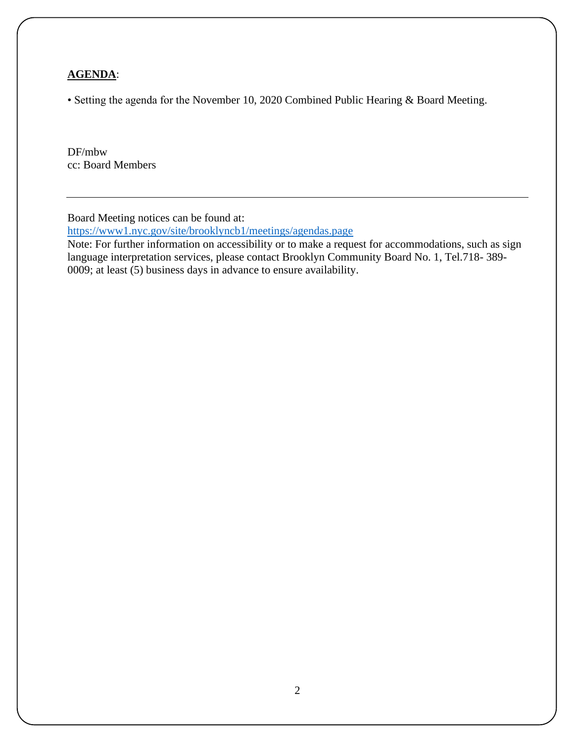**AGENDA**:

• Setting the agenda for the November 10, 2020 Combined Public Hearing & Board Meeting.

DF/mbw
cc: Board Members

---

Board Meeting notices can be found at:
https://www1.nyc.gov/site/brooklyncb1/meetings/agendas.page
Note: For further information on accessibility or to make a request for accommodations, such as sign language interpretation services, please contact Brooklyn Community Board No. 1, Tel.718- 389-0009; at least (5) business days in advance to ensure availability.